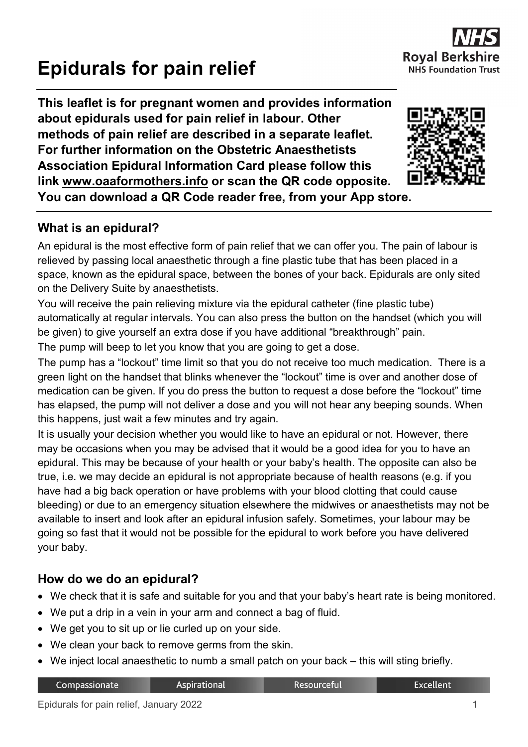# Epidurals for pain relief

**This leaflet is for pregnant women and provides information about epidurals used for pain relief in labour. Other methods of pain relief are described in a separate leaflet. For further information on the Obstetric Anaesthetists Association Epidural Information Card please follow this link www.oaaformothers.info or scan the QR code opposite. You can download a QR Code reader free, from your App store.**

## What is an epidural?

An epidural is the most effective form of pain relief that we can offer you. The pain of labour is relieved by passing local anaesthetic through a fine plastic tube that has been placed in a space, known as the epidural space, between the bones of your back. Epidurals are only sited on the Delivery Suite by anaesthetists.

You will receive the pain relieving mixture via the epidural catheter (fine plastic tube) automatically at regular intervals. You can also press the button on the handset (which you will be given) to give yourself an extra dose if you have additional "breakthrough" pain.

The pump will beep to let you know that you are going to get a dose.

The pump has a "lockout" time limit so that you do not receive too much medication. There is a green light on the handset that blinks whenever the "lockout" time is over and another dose of medication can be given. If you do press the button to request a dose before the "lockout" time has elapsed, the pump will not deliver a dose and you will not hear any beeping sounds. When this happens, just wait a few minutes and try again.

It is usually your decision whether you would like to have an epidural or not. However, there may be occasions when you may be advised that it would be a good idea for you to have an epidural. This may be because of your health or your baby's health. The opposite can also be true, i.e. we may decide an epidural is not appropriate because of health reasons (e.g. if you have had a big back operation or have problems with your blood clotting that could cause bleeding) or due to an emergency situation elsewhere the midwives or anaesthetists may not be available to insert and look after an epidural infusion safely. Sometimes, your labour may be going so fast that it would not be possible for the epidural to work before you have delivered your baby.

## How do we do an epidural?

- We check that it is safe and suitable for you and that your baby's heart rate is being monitored.
- We put a drip in a vein in your arm and connect a bag of fluid.
- We get you to sit up or lie curled up on your side.
- We clean your back to remove germs from the skin.
- We inject local anaesthetic to numb a small patch on your back – this will sting briefly.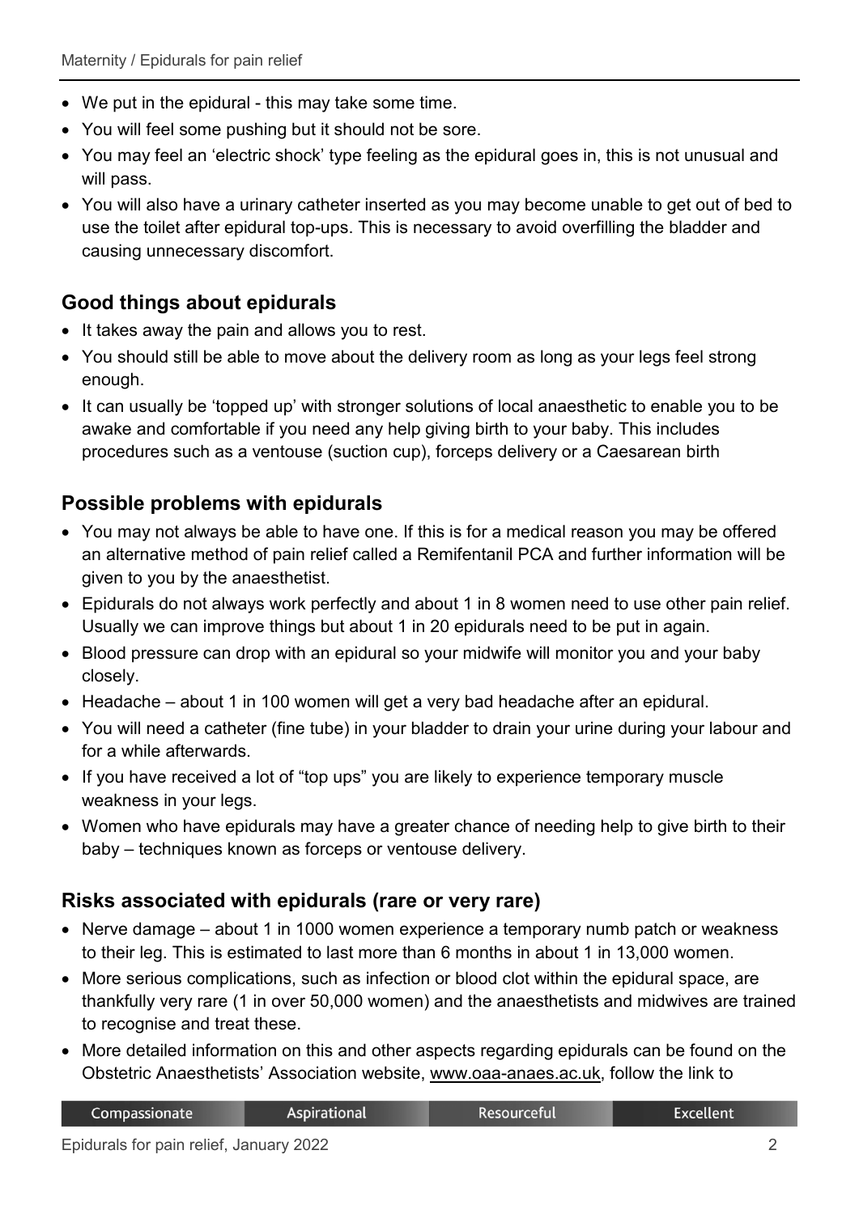- We put in the epidural - this may take some time.
- You will feel some pushing but it should not be sore.
- You may feel an 'electric shock' type feeling as the epidural goes in, this is not unusual and will pass.
- You will also have a urinary catheter inserted as you may become unable to get out of bed to use the toilet after epidural top-ups. This is necessary to avoid overfilling the bladder and causing unnecessary discomfort.

## Good things about epidurals

- It takes away the pain and allows you to rest.
- You should still be able to move about the delivery room as long as your legs feel strong enough.
- It can usually be 'topped up' with stronger solutions of local anaesthetic to enable you to be awake and comfortable if you need any help giving birth to your baby. This includes procedures such as a ventouse (suction cup), forceps delivery or a Caesarean birth

## Possible problems with epidurals

- You may not always be able to have one. If this is for a medical reason you may be offered an alternative method of pain relief called a Remifentanil PCA and further information will be given to you by the anaesthetist.
- Epidurals do not always work perfectly and about 1 in 8 women need to use other pain relief. Usually we can improve things but about 1 in 20 epidurals need to be put in again.
- Blood pressure can drop with an epidural so your midwife will monitor you and your baby closely.
- Headache – about 1 in 100 women will get a very bad headache after an epidural.
- You will need a catheter (fine tube) in your bladder to drain your urine during your labour and for a while afterwards.
- If you have received a lot of "top ups" you are likely to experience temporary muscle weakness in your legs.
- Women who have epidurals may have a greater chance of needing help to give birth to their baby – techniques known as forceps or ventouse delivery.

## Risks associated with epidurals (rare or very rare)

- Nerve damage – about 1 in 1000 women experience a temporary numb patch or weakness to their leg. This is estimated to last more than 6 months in about 1 in 13,000 women.
- More serious complications, such as infection or blood clot within the epidural space, are thankfully very rare (1 in over 50,000 women) and the anaesthetists and midwives are trained to recognise and treat these.
- More detailed information on this and other aspects regarding epidurals can be found on the Obstetric Anaesthetists' Association website, www.oaa-anaes.ac.uk, follow the link to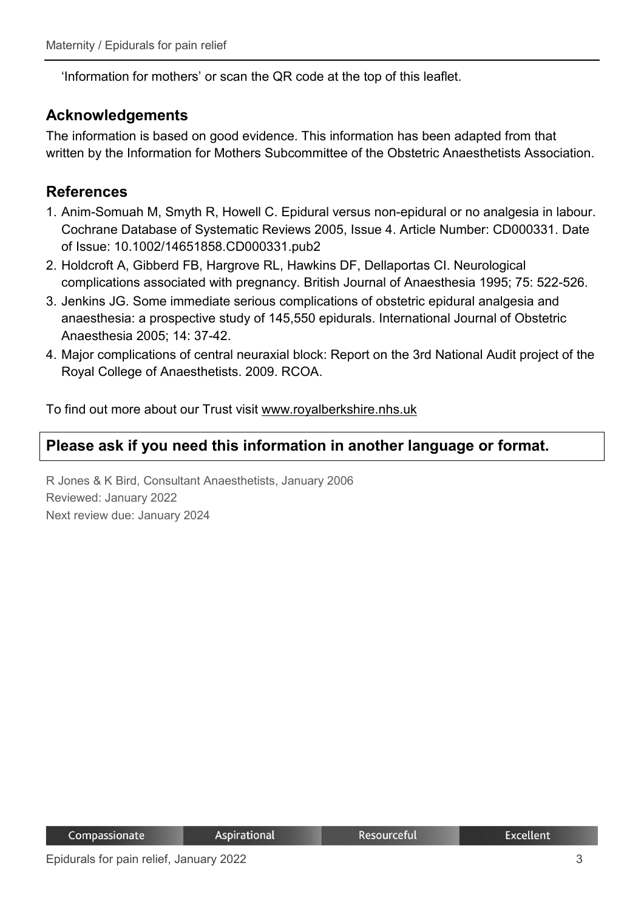'Information for mothers' or scan the QR code at the top of this leaflet.

## Acknowledgements

The information is based on good evidence. This information has been adapted from that written by the Information for Mothers Subcommittee of the Obstetric Anaesthetists Association.

## References

1. Anim-Somuah M, Smyth R, Howell C. Epidural versus non-epidural or no analgesia in labour. Cochrane Database of Systematic Reviews 2005, Issue 4. Article Number: CD000331. Date of Issue: 10.1002/14651858.CD000331.pub2
2. Holdcroft A, Gibberd FB, Hargrove RL, Hawkins DF, Dellaportas CI. Neurological complications associated with pregnancy. British Journal of Anaesthesia 1995; 75: 522-526.
3. Jenkins JG. Some immediate serious complications of obstetric epidural analgesia and anaesthesia: a prospective study of 145,550 epidurals. International Journal of Obstetric Anaesthesia 2005; 14: 37-42.
4. Major complications of central neuraxial block: Report on the 3rd National Audit project of the Royal College of Anaesthetists. 2009. RCOA.

To find out more about our Trust visit www.royalberkshire.nhs.uk

**Please ask if you need this information in another language or format.**

R Jones & K Bird, Consultant Anaesthetists, January 2006
Reviewed: January 2022
Next review due: January 2024

Compassionate | Aspirational | Resourceful | Excellent